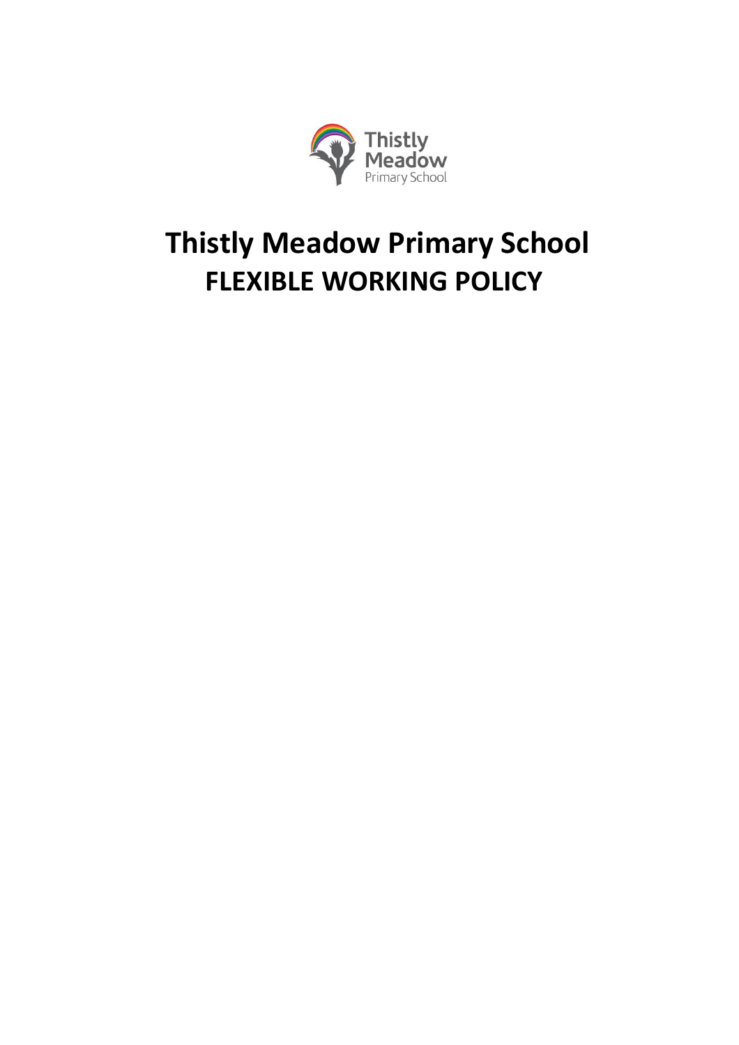# Thistly Meadow Primary School

## FLEXIBLE WORKING POLICY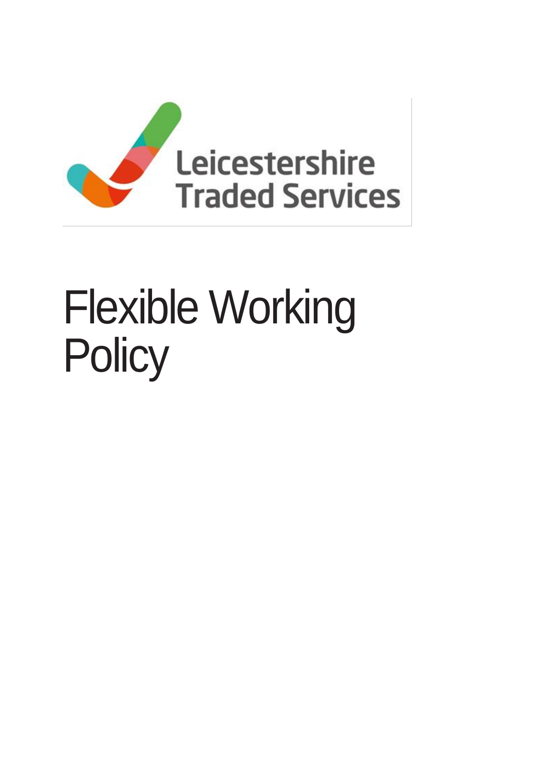Leicestershire Traded Services

# Flexible Working Policy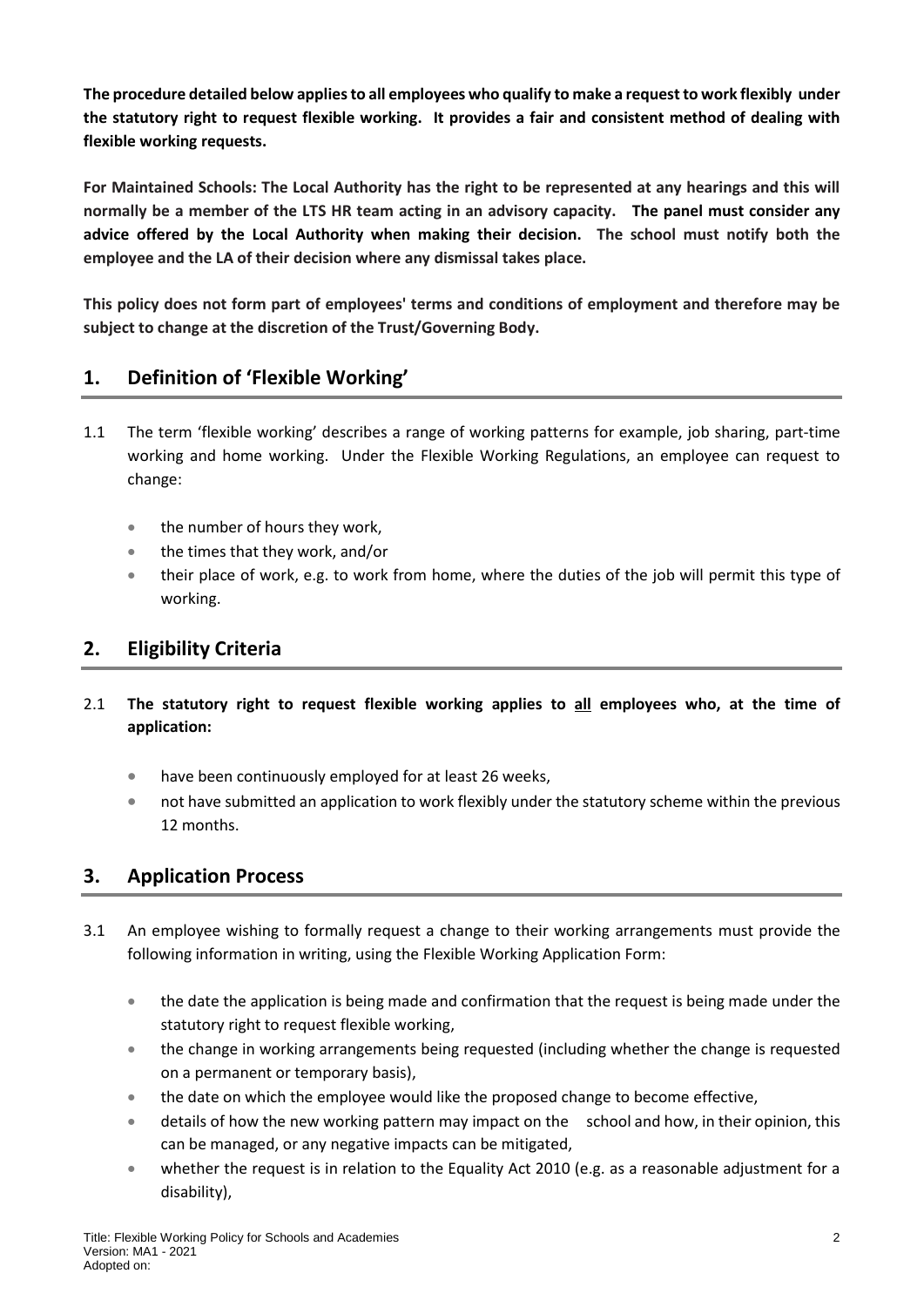**The procedure detailed below applies to all employees who qualify to make a request to work flexibly under the statutory right to request flexible working. It provides a fair and consistent method of dealing with flexible working requests.**

**For Maintained Schools: The Local Authority has the right to be represented at any hearings and this will normally be a member of the LTS HR team acting in an advisory capacity. The panel must consider any advice offered by the Local Authority when making their decision. The school must notify both the employee and the LA of their decision where any dismissal takes place.**

**This policy does not form part of employees' terms and conditions of employment and therefore may be subject to change at the discretion of the Trust/Governing Body.**

## 1. Definition of 'Flexible Working'

1.1 The term 'flexible working' describes a range of working patterns for example, job sharing, part-time working and home working. Under the Flexible Working Regulations, an employee can request to change:

- the number of hours they work,
- the times that they work, and/or
- their place of work, e.g. to work from home, where the duties of the job will permit this type of working.

## 2. Eligibility Criteria

2.1 **The statutory right to request flexible working applies to <u>all</u> employees who, at the time of application:**

- have been continuously employed for at least 26 weeks,
- not have submitted an application to work flexibly under the statutory scheme within the previous 12 months.

## 3. Application Process

3.1 An employee wishing to formally request a change to their working arrangements must provide the following information in writing, using the Flexible Working Application Form:

- the date the application is being made and confirmation that the request is being made under the statutory right to request flexible working,
- the change in working arrangements being requested (including whether the change is requested on a permanent or temporary basis),
- the date on which the employee would like the proposed change to become effective,
- details of how the new working pattern may impact on the school and how, in their opinion, this can be managed, or any negative impacts can be mitigated,
- whether the request is in relation to the Equality Act 2010 (e.g. as a reasonable adjustment for a disability),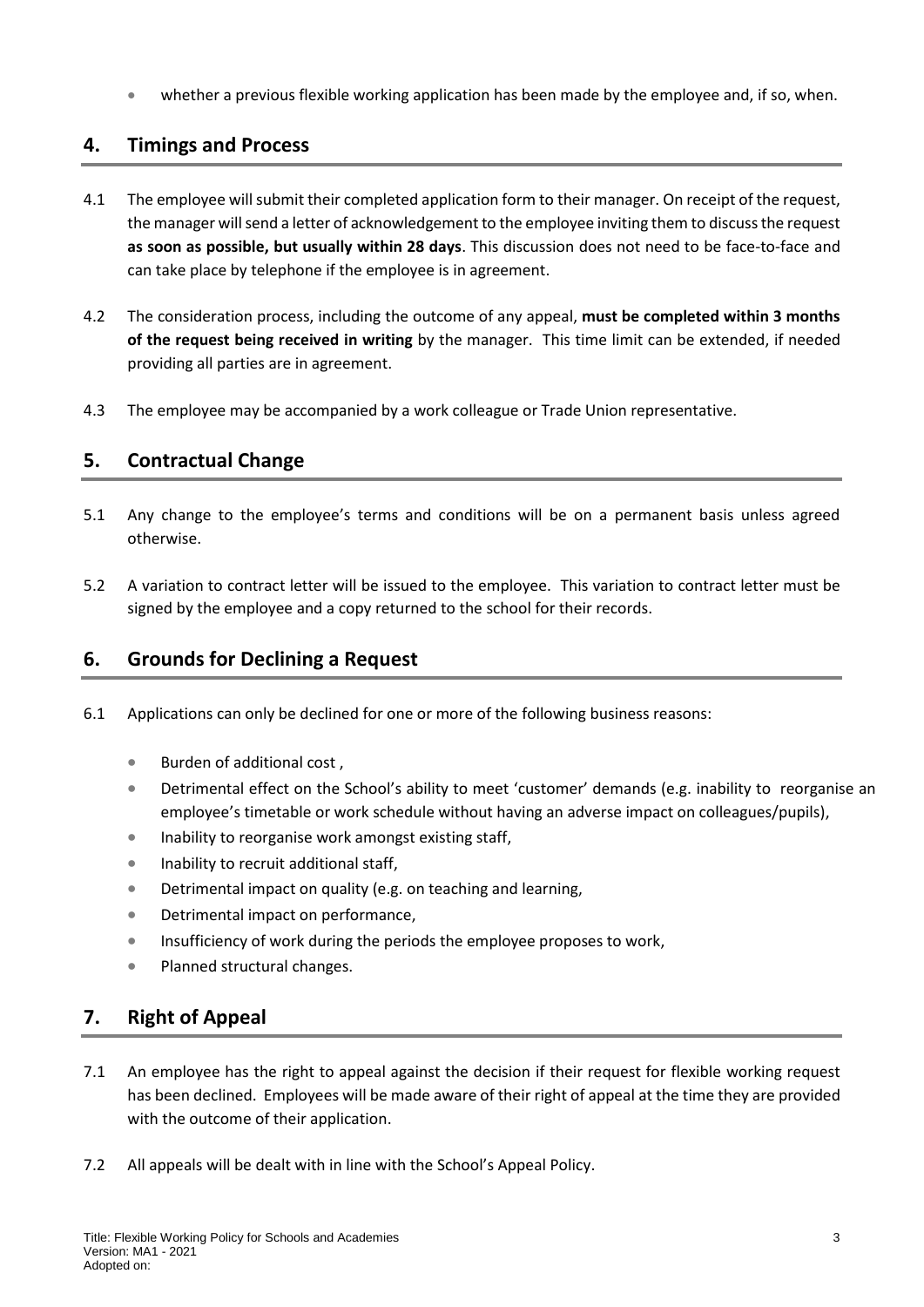- whether a previous flexible working application has been made by the employee and, if so, when.

## 4. Timings and Process

4.1 The employee will submit their completed application form to their manager. On receipt of the request, the manager will send a letter of acknowledgement to the employee inviting them to discuss the request **as soon as possible, but usually within 28 days**. This discussion does not need to be face-to-face and can take place by telephone if the employee is in agreement.

4.2 The consideration process, including the outcome of any appeal, **must be completed within 3 months of the request being received in writing** by the manager. This time limit can be extended, if needed providing all parties are in agreement.

4.3 The employee may be accompanied by a work colleague or Trade Union representative.

## 5. Contractual Change

5.1 Any change to the employee's terms and conditions will be on a permanent basis unless agreed otherwise.

5.2 A variation to contract letter will be issued to the employee. This variation to contract letter must be signed by the employee and a copy returned to the school for their records.

## 6. Grounds for Declining a Request

6.1 Applications can only be declined for one or more of the following business reasons:

- Burden of additional cost ,
- Detrimental effect on the School's ability to meet 'customer' demands (e.g. inability to reorganise an employee's timetable or work schedule without having an adverse impact on colleagues/pupils),
- Inability to reorganise work amongst existing staff,
- Inability to recruit additional staff,
- Detrimental impact on quality (e.g. on teaching and learning,
- Detrimental impact on performance,
- Insufficiency of work during the periods the employee proposes to work,
- Planned structural changes.

## 7. Right of Appeal

7.1 An employee has the right to appeal against the decision if their request for flexible working request has been declined. Employees will be made aware of their right of appeal at the time they are provided with the outcome of their application.

7.2 All appeals will be dealt with in line with the School's Appeal Policy.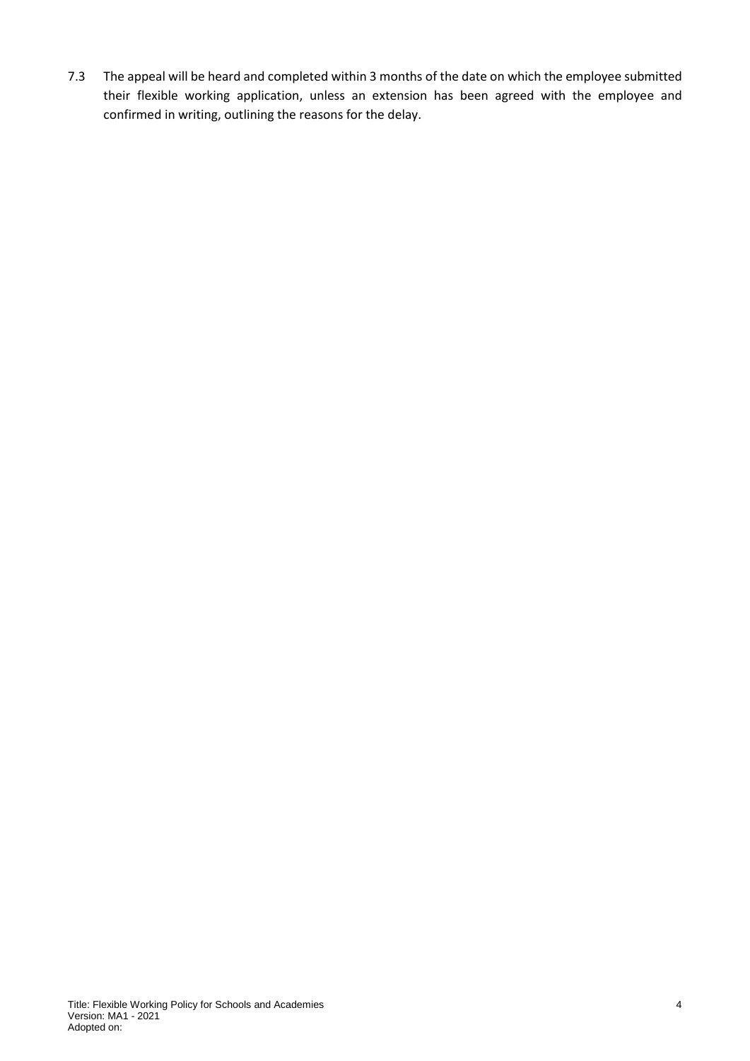7.3 The appeal will be heard and completed within 3 months of the date on which the employee submitted their flexible working application, unless an extension has been agreed with the employee and confirmed in writing, outlining the reasons for the delay.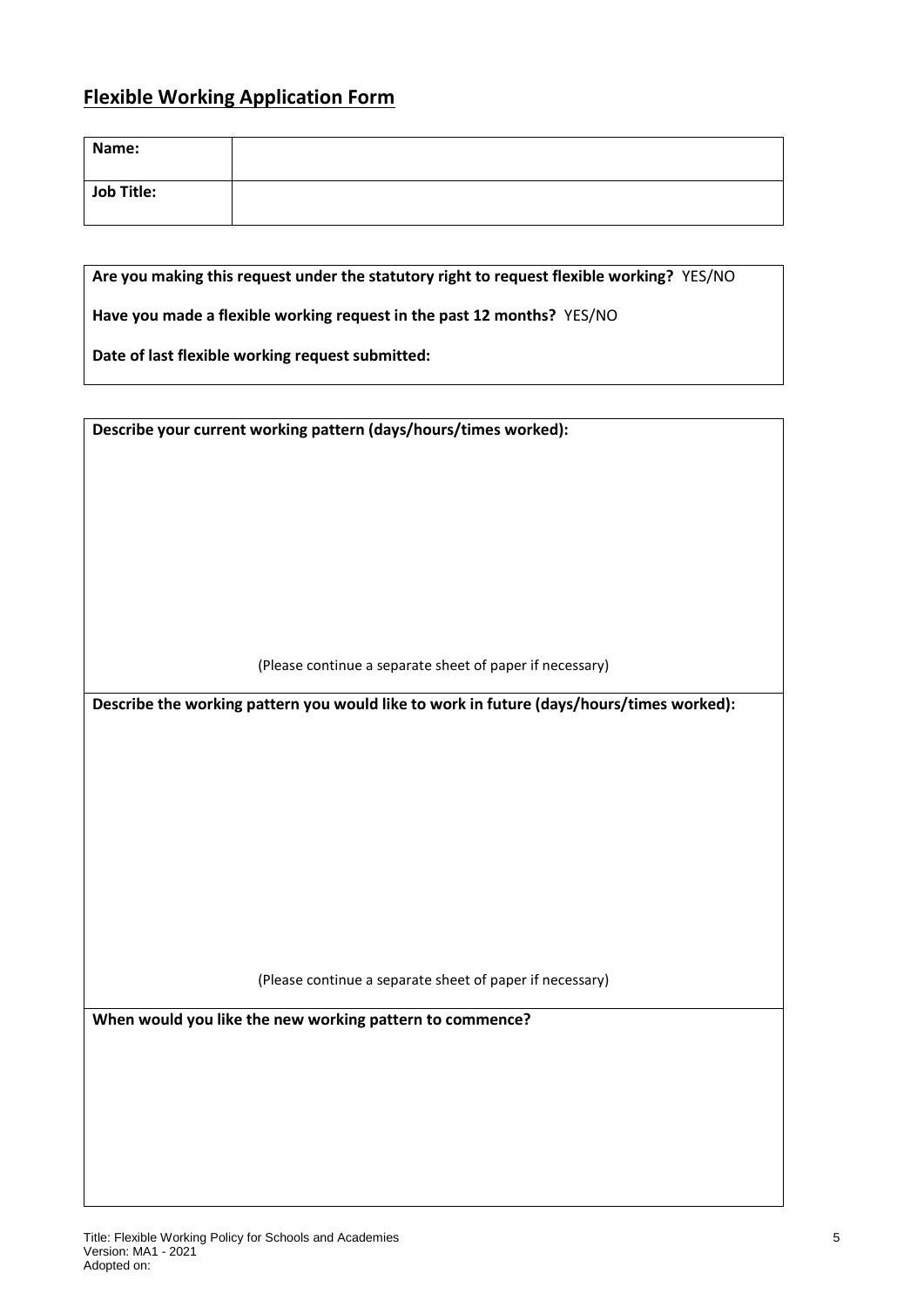## Flexible Working Application Form

| Name: | |
|---|---|
| Job Title: | |

**Are you making this request under the statutory right to request flexible working?** YES/NO

**Have you made a flexible working request in the past 12 months?** YES/NO

**Date of last flexible working request submitted:**

**Describe your current working pattern (days/hours/times worked):**

(Please continue a separate sheet of paper if necessary)

**Describe the working pattern you would like to work in future (days/hours/times worked):**

(Please continue a separate sheet of paper if necessary)

**When would you like the new working pattern to commence?**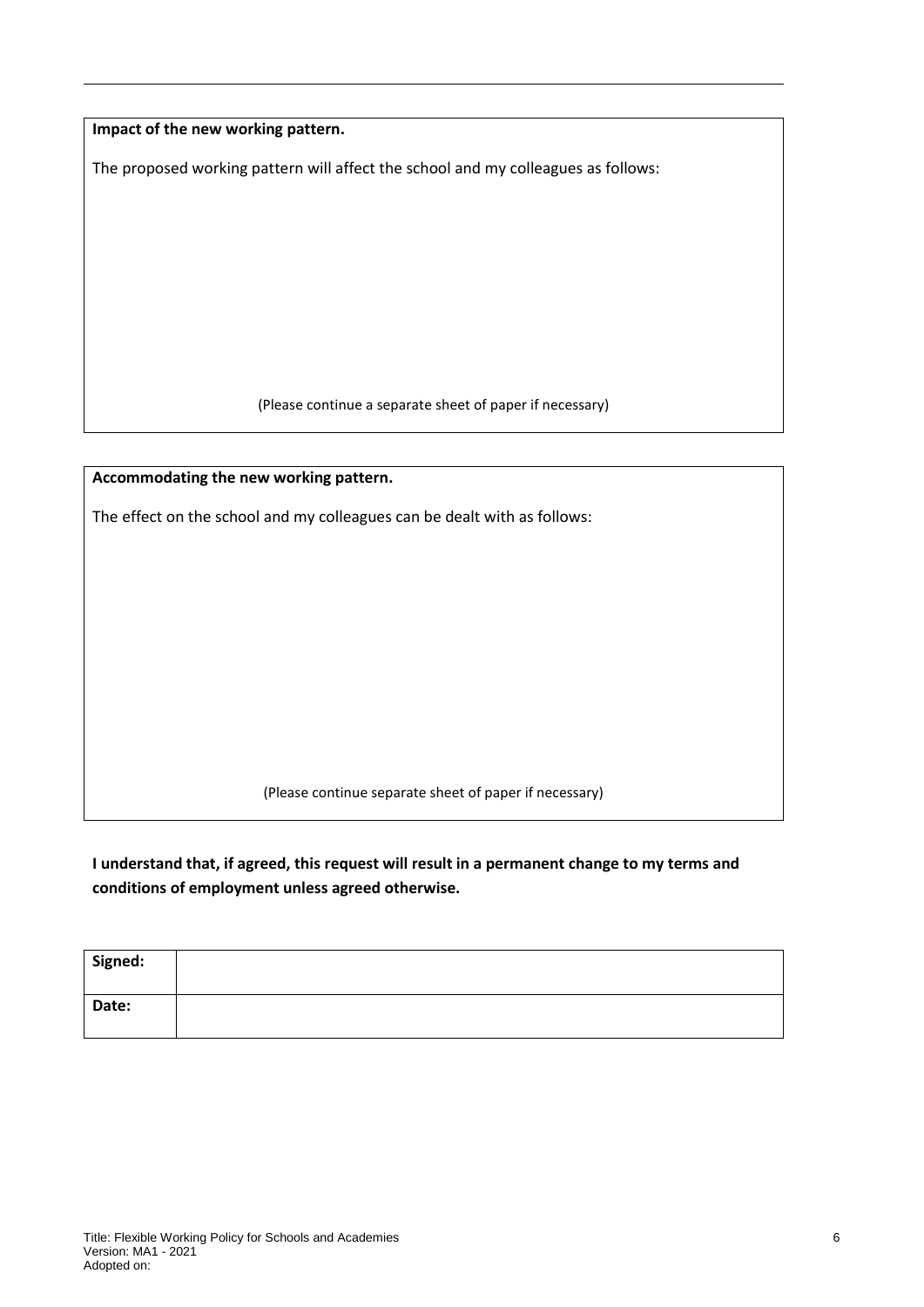**Impact of the new working pattern.**

The proposed working pattern will affect the school and my colleagues as follows:

(Please continue a separate sheet of paper if necessary)

**Accommodating the new working pattern.**

The effect on the school and my colleagues can be dealt with as follows:

(Please continue separate sheet of paper if necessary)

**I understand that, if agreed, this request will result in a permanent change to my terms and conditions of employment unless agreed otherwise.**

| | |
|---|---|
| **Signed:** | |
| **Date:** | |